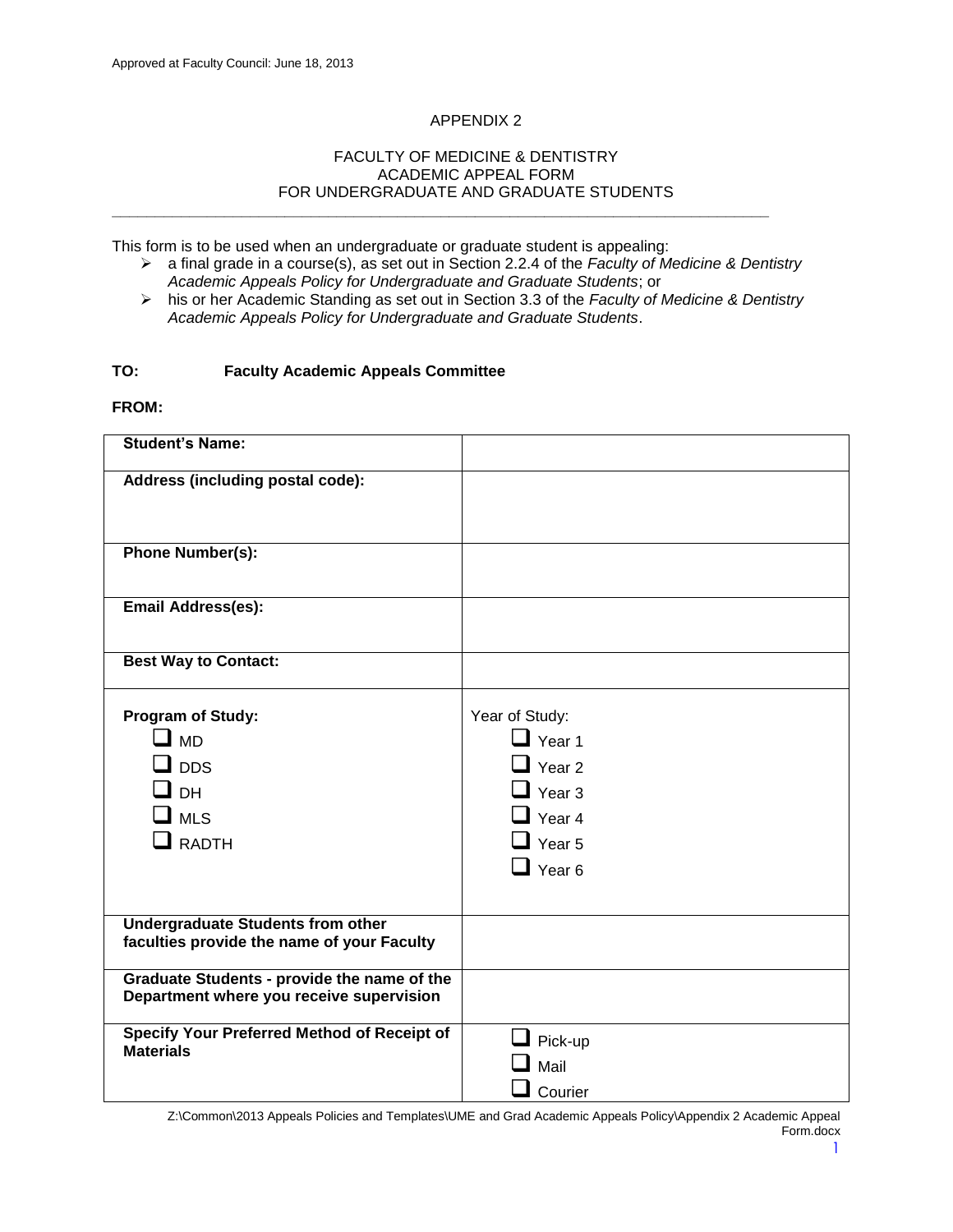Approved at Faculty Council: June 18, 2013

# APPENDIX 2

## FACULTY OF MEDICINE & DENTISTRY ACADEMIC APPEAL FORM FOR UNDERGRADUATE AND GRADUATE STUDENTS

This form is to be used when an undergraduate or graduate student is appealing:

- a final grade in a course(s), as set out in Section 2.2.4 of the *Faculty of Medicine & Dentistry Academic Appeals Policy for Undergraduate and Graduate Students*; or
- his or her Academic Standing as set out in Section 3.3 of the *Faculty of Medicine & Dentistry Academic Appeals Policy for Undergraduate and Graduate Students*.

**TO:** **Faculty Academic Appeals Committee**

**FROM:**

| | |
|---|---|
| **Student's Name:** | |
| **Address (including postal code):** | |
| **Phone Number(s):** | |
| **Email Address(es):** | |
| **Best Way to Contact:** | |
| **Program of Study:**<br>☐ MD<br>☐ DDS<br>☐ DH<br>☐ MLS<br>☐ RADTH | Year of Study:<br>☐ Year 1<br>☐ Year 2<br>☐ Year 3<br>☐ Year 4<br>☐ Year 5<br>☐ Year 6 |
| **Undergraduate Students from other faculties provide the name of your Faculty** | |
| **Graduate Students - provide the name of the Department where you receive supervision** | |
| **Specify Your Preferred Method of Receipt of Materials** | ☐ Pick-up<br>☐ Mail<br>☐ Courier |

Z:\Common\2013 Appeals Policies and Templates\UME and Grad Academic Appeals Policy\Appendix 2 Academic Appeal Form.docx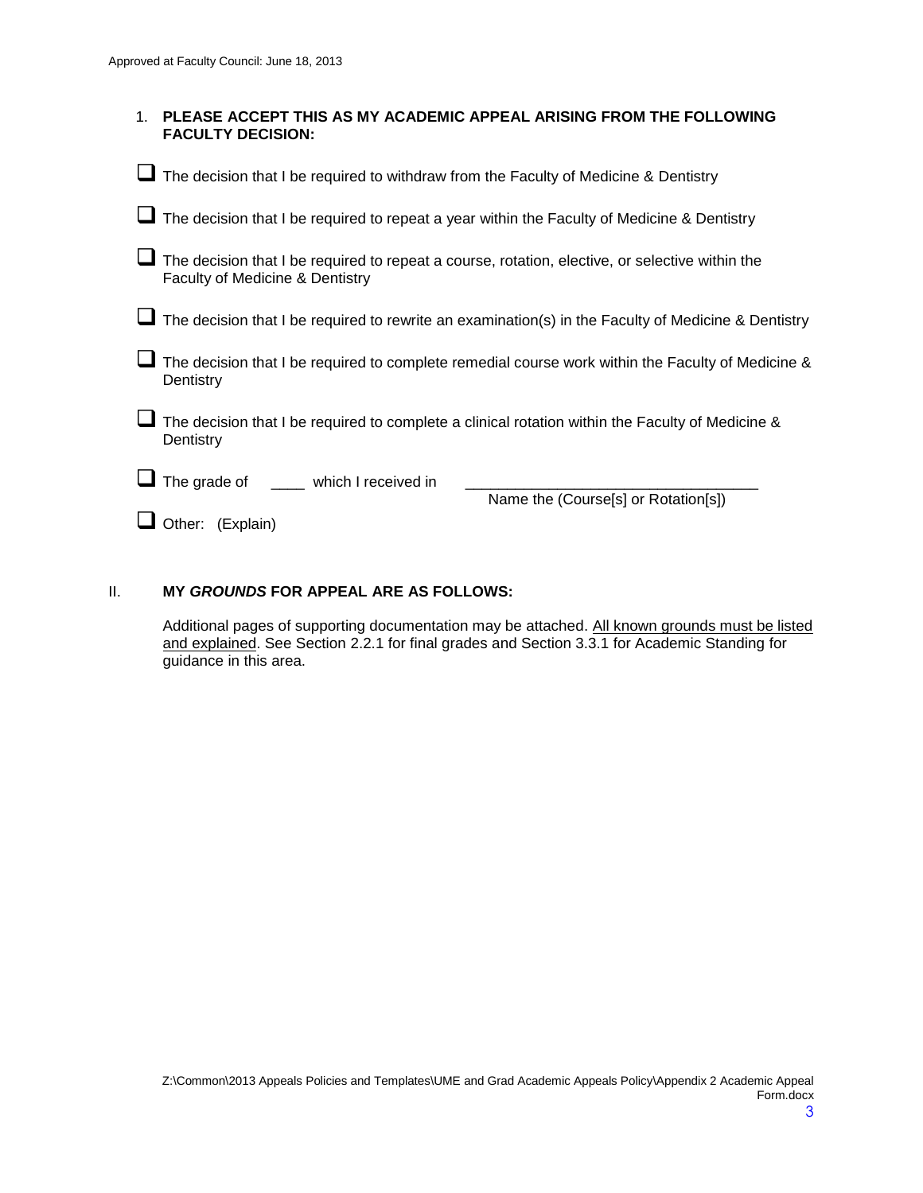1. **PLEASE ACCEPT THIS AS MY ACADEMIC APPEAL ARISING FROM THE FOLLOWING FACULTY DECISION:**

- ☐ The decision that I be required to withdraw from the Faculty of Medicine & Dentistry
- ☐ The decision that I be required to repeat a year within the Faculty of Medicine & Dentistry
- ☐ The decision that I be required to repeat a course, rotation, elective, or selective within the Faculty of Medicine & Dentistry
- ☐ The decision that I be required to rewrite an examination(s) in the Faculty of Medicine & Dentistry
- ☐ The decision that I be required to complete remedial course work within the Faculty of Medicine & Dentistry
- ☐ The decision that I be required to complete a clinical rotation within the Faculty of Medicine & Dentistry
- ☐ The grade of ____ which I received in ___________________________________
  Name the (Course[s] or Rotation[s])
- ☐ Other: (Explain)

II. **MY *GROUNDS* FOR APPEAL ARE AS FOLLOWS:**

Additional pages of supporting documentation may be attached. <u>All known grounds must be listed and explained</u>. See Section 2.2.1 for final grades and Section 3.3.1 for Academic Standing for guidance in this area.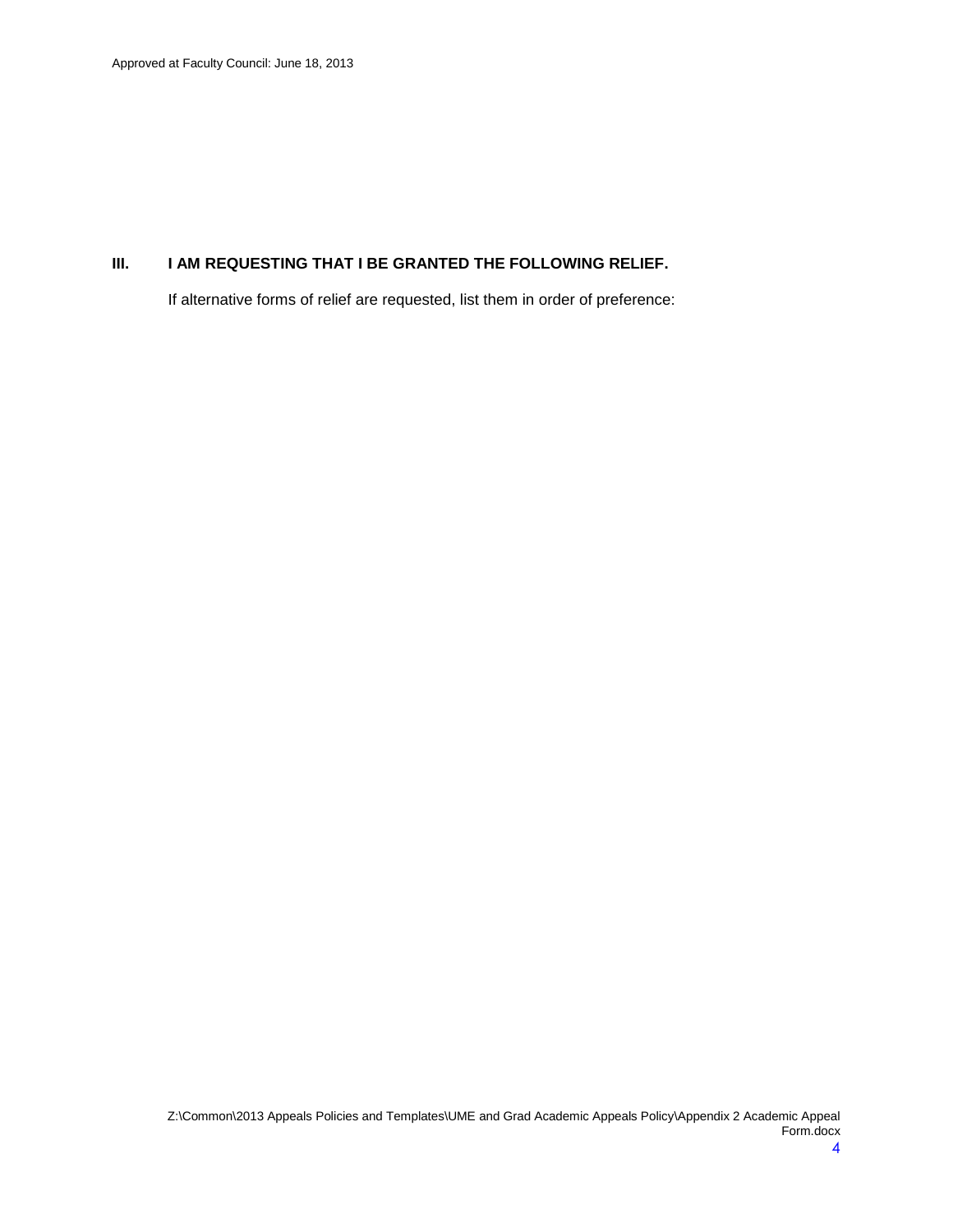## III. I AM REQUESTING THAT I BE GRANTED THE FOLLOWING RELIEF.

If alternative forms of relief are requested, list them in order of preference: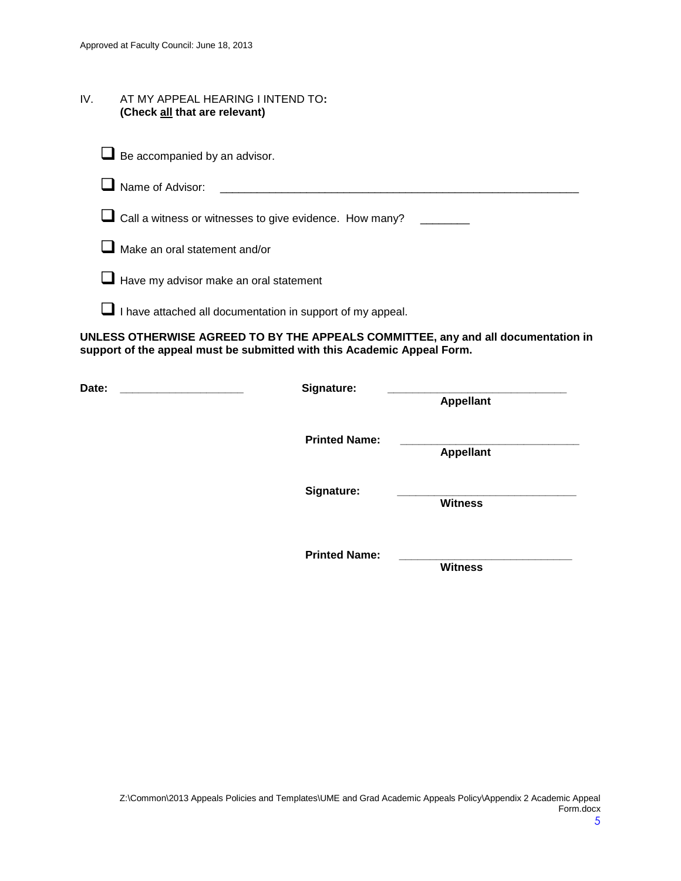IV. AT MY APPEAL HEARING I INTEND TO**:**
**(Check <u>all</u> that are relevant)**

- ☐ Be accompanied by an advisor.
- ☐ Name of Advisor: ___________________________________________________________
- ☐ Call a witness or witnesses to give evidence. How many? _______
- ☐ Make an oral statement and/or
- ☐ Have my advisor make an oral statement
- ☐ I have attached all documentation in support of my appeal.

**UNLESS OTHERWISE AGREED TO BY THE APPEALS COMMITTEE, any and all documentation in support of the appeal must be submitted with this Academic Appeal Form.**

**Date:** ____________________

**Signature:** ____________________________
**Appellant**

**Printed Name:** ____________________________
**Appellant**

**Signature:** ____________________________
**Witness**

**Printed Name:** ____________________________
**Witness**